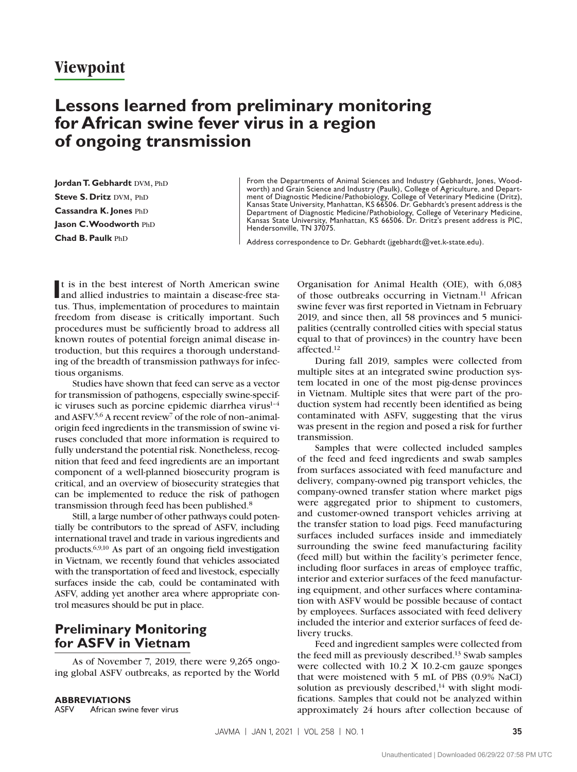# Viewpoint

# Lessons learned from preliminary monitoring for African swine fever virus in a region of ongoing transmission

**Jordan T. Gebhardt** DVM, PhD
**Steve S. Dritz** DVM, PhD
**Cassandra K. Jones** PhD
**Jason C. Woodworth** PhD
**Chad B. Paulk** PhD

From the Departments of Animal Sciences and Industry (Gebhardt, Jones, Woodworth) and Grain Science and Industry (Paulk), College of Agriculture, and Department of Diagnostic Medicine/Pathobiology, College of Veterinary Medicine (Dritz), Kansas State University, Manhattan, KS 66506. Dr. Gebhardt's present address is the Department of Diagnostic Medicine/Pathobiology, College of Veterinary Medicine, Kansas State University, Manhattan, KS 66506. Dr. Dritz's present address is PIC, Hendersonville, TN 37075.

Address correspondence to Dr. Gebhardt (jgebhardt@vet.k-state.edu).

It is in the best interest of North American swine and allied industries to maintain a disease-free status. Thus, implementation of procedures to maintain freedom from disease is critically important. Such procedures must be sufficiently broad to address all known routes of potential foreign animal disease introduction, but this requires a thorough understanding of the breadth of transmission pathways for infectious organisms.

Studies have shown that feed can serve as a vector for transmission of pathogens, especially swine-specific viruses such as porcine epidemic diarrhea virus[1–4] and ASFV.[5,6] A recent review[7] of the role of non–animal-origin feed ingredients in the transmission of swine viruses concluded that more information is required to fully understand the potential risk. Nonetheless, recognition that feed and feed ingredients are an important component of a well-planned biosecurity program is critical, and an overview of biosecurity strategies that can be implemented to reduce the risk of pathogen transmission through feed has been published.[8]

Still, a large number of other pathways could potentially be contributors to the spread of ASFV, including international travel and trade in various ingredients and products.[6,9,10] As part of an ongoing field investigation in Vietnam, we recently found that vehicles associated with the transportation of feed and livestock, especially surfaces inside the cab, could be contaminated with ASFV, adding yet another area where appropriate control measures should be put in place.

## Preliminary Monitoring for ASFV in Vietnam

As of November 7, 2019, there were 9,265 ongoing global ASFV outbreaks, as reported by the World Organisation for Animal Health (OIE), with 6,083 of those outbreaks occurring in Vietnam.[11] African swine fever was first reported in Vietnam in February 2019, and since then, all 58 provinces and 5 municipalities (centrally controlled cities with special status equal to that of provinces) in the country have been affected.[12]

During fall 2019, samples were collected from multiple sites at an integrated swine production system located in one of the most pig-dense provinces in Vietnam. Multiple sites that were part of the production system had recently been identified as being contaminated with ASFV, suggesting that the virus was present in the region and posed a risk for further transmission.

Samples that were collected included samples of the feed and feed ingredients and swab samples from surfaces associated with feed manufacture and delivery, company-owned pig transport vehicles, the company-owned transfer station where market pigs were aggregated prior to shipment to customers, and customer-owned transport vehicles arriving at the transfer station to load pigs. Feed manufacturing surfaces included surfaces inside and immediately surrounding the swine feed manufacturing facility (feed mill) but within the facility's perimeter fence, including floor surfaces in areas of employee traffic, interior and exterior surfaces of the feed manufacturing equipment, and other surfaces where contamination with ASFV would be possible because of contact by employees. Surfaces associated with feed delivery included the interior and exterior surfaces of feed delivery trucks.

Feed and ingredient samples were collected from the feed mill as previously described.[13] Swab samples were collected with 10.2 × 10.2-cm gauze sponges that were moistened with 5 mL of PBS (0.9% NaCl) solution as previously described,[14] with slight modifications. Samples that could not be analyzed within approximately 24 hours after collection because of

**ABBREVIATIONS**
ASFV African swine fever virus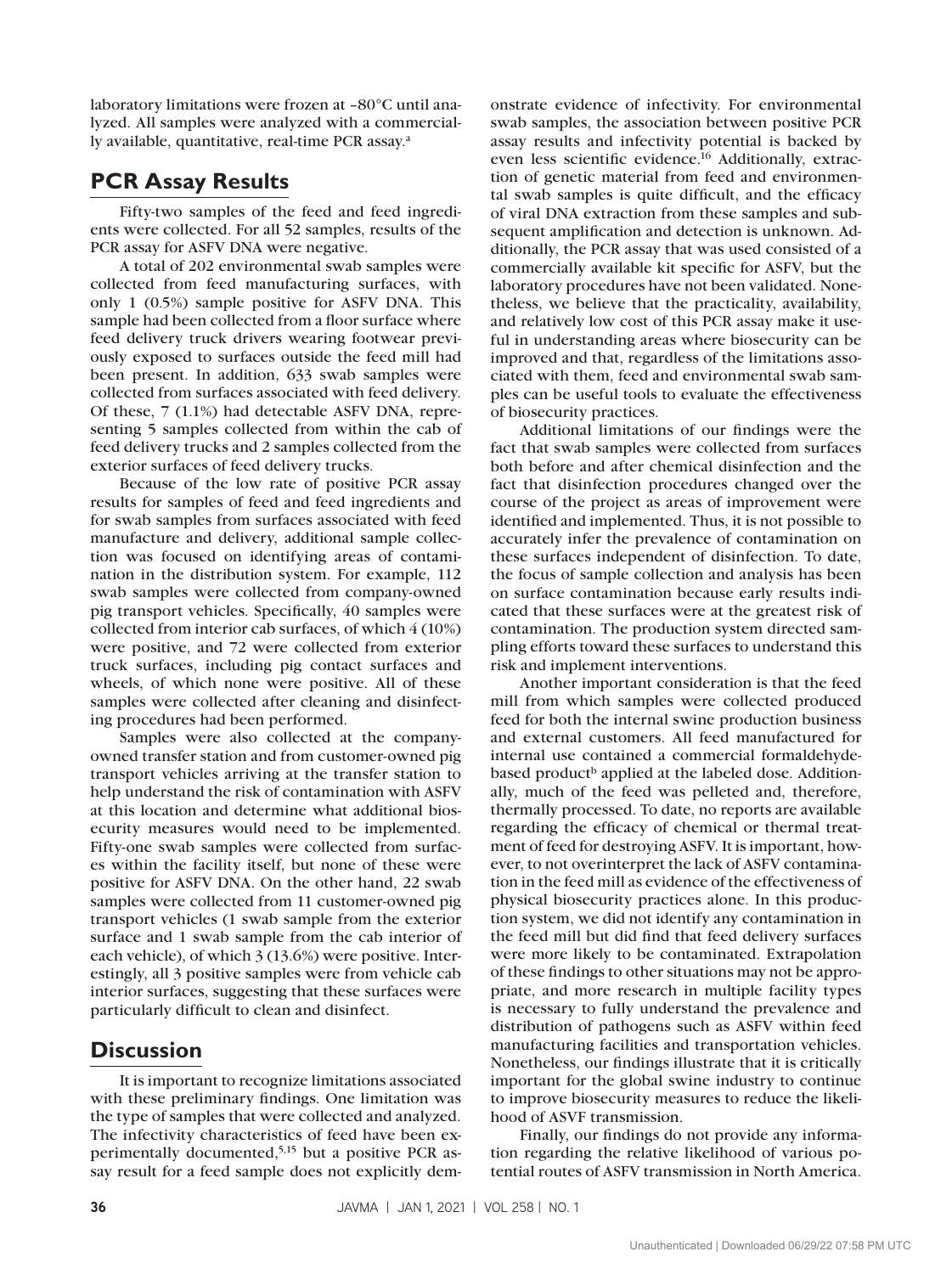laboratory limitations were frozen at –80°C until analyzed. All samples were analyzed with a commercially available, quantitative, real-time PCR assay.[a]

## PCR Assay Results

Fifty-two samples of the feed and feed ingredients were collected. For all 52 samples, results of the PCR assay for ASFV DNA were negative.

A total of 202 environmental swab samples were collected from feed manufacturing surfaces, with only 1 (0.5%) sample positive for ASFV DNA. This sample had been collected from a floor surface where feed delivery truck drivers wearing footwear previously exposed to surfaces outside the feed mill had been present. In addition, 633 swab samples were collected from surfaces associated with feed delivery. Of these, 7 (1.1%) had detectable ASFV DNA, representing 5 samples collected from within the cab of feed delivery trucks and 2 samples collected from the exterior surfaces of feed delivery trucks.

Because of the low rate of positive PCR assay results for samples of feed and feed ingredients and for swab samples from surfaces associated with feed manufacture and delivery, additional sample collection was focused on identifying areas of contamination in the distribution system. For example, 112 swab samples were collected from company-owned pig transport vehicles. Specifically, 40 samples were collected from interior cab surfaces, of which 4 (10%) were positive, and 72 were collected from exterior truck surfaces, including pig contact surfaces and wheels, of which none were positive. All of these samples were collected after cleaning and disinfecting procedures had been performed.

Samples were also collected at the company-owned transfer station and from customer-owned pig transport vehicles arriving at the transfer station to help understand the risk of contamination with ASFV at this location and determine what additional biosecurity measures would need to be implemented. Fifty-one swab samples were collected from surfaces within the facility itself, but none of these were positive for ASFV DNA. On the other hand, 22 swab samples were collected from 11 customer-owned pig transport vehicles (1 swab sample from the exterior surface and 1 swab sample from the cab interior of each vehicle), of which 3 (13.6%) were positive. Interestingly, all 3 positive samples were from vehicle cab interior surfaces, suggesting that these surfaces were particularly difficult to clean and disinfect.

## Discussion

It is important to recognize limitations associated with these preliminary findings. One limitation was the type of samples that were collected and analyzed. The infectivity characteristics of feed have been experimentally documented,[5,15] but a positive PCR assay result for a feed sample does not explicitly demonstrate evidence of infectivity. For environmental swab samples, the association between positive PCR assay results and infectivity potential is backed by even less scientific evidence.[16] Additionally, extraction of genetic material from feed and environmental swab samples is quite difficult, and the efficacy of viral DNA extraction from these samples and subsequent amplification and detection is unknown. Additionally, the PCR assay that was used consisted of a commercially available kit specific for ASFV, but the laboratory procedures have not been validated. Nonetheless, we believe that the practicality, availability, and relatively low cost of this PCR assay make it useful in understanding areas where biosecurity can be improved and that, regardless of the limitations associated with them, feed and environmental swab samples can be useful tools to evaluate the effectiveness of biosecurity practices.

Additional limitations of our findings were the fact that swab samples were collected from surfaces both before and after chemical disinfection and the fact that disinfection procedures changed over the course of the project as areas of improvement were identified and implemented. Thus, it is not possible to accurately infer the prevalence of contamination on these surfaces independent of disinfection. To date, the focus of sample collection and analysis has been on surface contamination because early results indicated that these surfaces were at the greatest risk of contamination. The production system directed sampling efforts toward these surfaces to understand this risk and implement interventions.

Another important consideration is that the feed mill from which samples were collected produced feed for both the internal swine production business and external customers. All feed manufactured for internal use contained a commercial formaldehyde-based product[b] applied at the labeled dose. Additionally, much of the feed was pelleted and, therefore, thermally processed. To date, no reports are available regarding the efficacy of chemical or thermal treatment of feed for destroying ASFV. It is important, however, to not overinterpret the lack of ASFV contamination in the feed mill as evidence of the effectiveness of physical biosecurity practices alone. In this production system, we did not identify any contamination in the feed mill but did find that feed delivery surfaces were more likely to be contaminated. Extrapolation of these findings to other situations may not be appropriate, and more research in multiple facility types is necessary to fully understand the prevalence and distribution of pathogens such as ASFV within feed manufacturing facilities and transportation vehicles. Nonetheless, our findings illustrate that it is critically important for the global swine industry to continue to improve biosecurity measures to reduce the likelihood of ASVF transmission.

Finally, our findings do not provide any information regarding the relative likelihood of various potential routes of ASFV transmission in North America.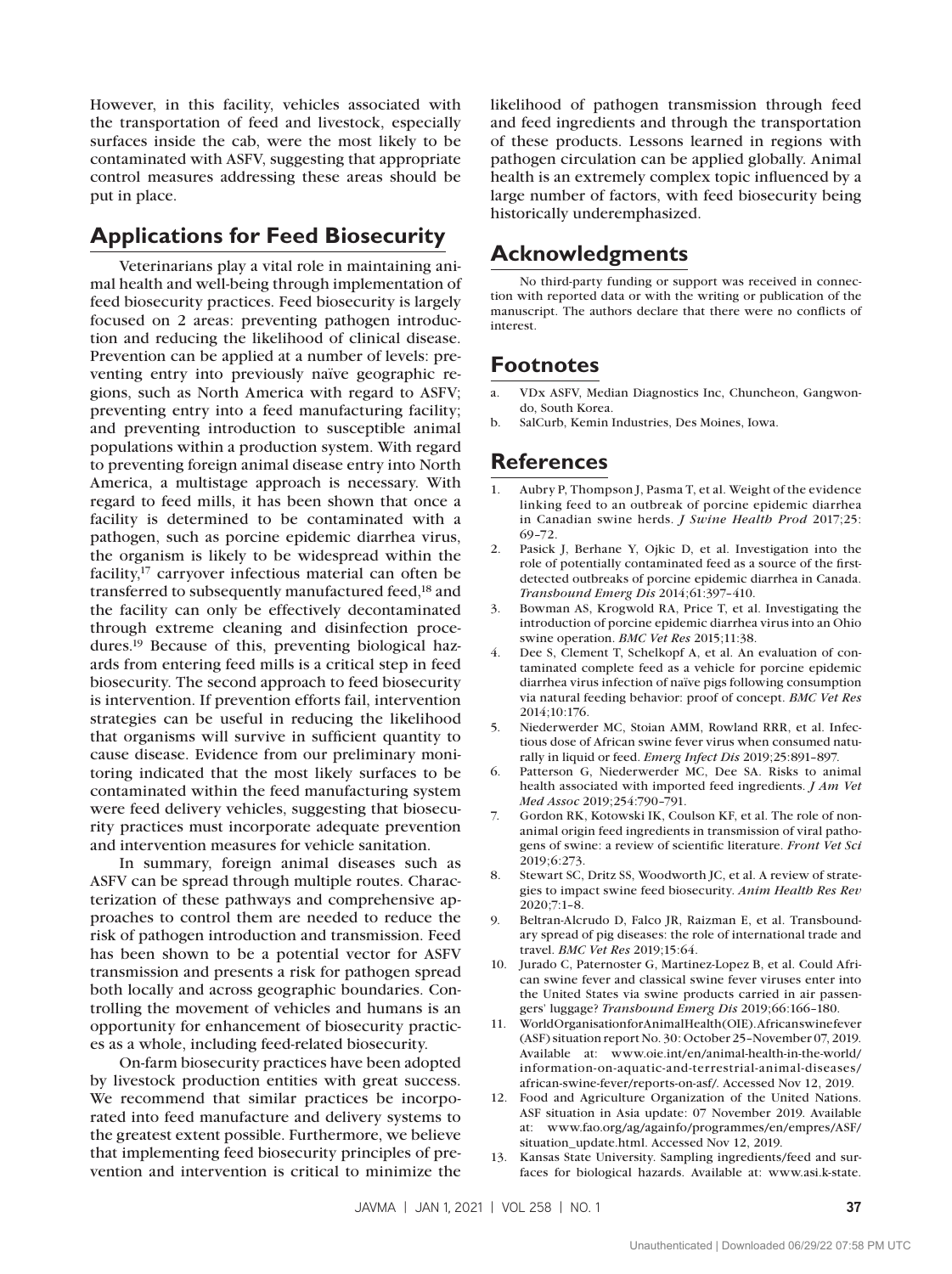However, in this facility, vehicles associated with the transportation of feed and livestock, especially surfaces inside the cab, were the most likely to be contaminated with ASFV, suggesting that appropriate control measures addressing these areas should be put in place.

## Applications for Feed Biosecurity

Veterinarians play a vital role in maintaining animal health and well-being through implementation of feed biosecurity practices. Feed biosecurity is largely focused on 2 areas: preventing pathogen introduction and reducing the likelihood of clinical disease. Prevention can be applied at a number of levels: preventing entry into previously naïve geographic regions, such as North America with regard to ASFV; preventing entry into a feed manufacturing facility; and preventing introduction to susceptible animal populations within a production system. With regard to preventing foreign animal disease entry into North America, a multistage approach is necessary. With regard to feed mills, it has been shown that once a facility is determined to be contaminated with a pathogen, such as porcine epidemic diarrhea virus, the organism is likely to be widespread within the facility,[17] carryover infectious material can often be transferred to subsequently manufactured feed,[18] and the facility can only be effectively decontaminated through extreme cleaning and disinfection procedures.[19] Because of this, preventing biological hazards from entering feed mills is a critical step in feed biosecurity. The second approach to feed biosecurity is intervention. If prevention efforts fail, intervention strategies can be useful in reducing the likelihood that organisms will survive in sufficient quantity to cause disease. Evidence from our preliminary monitoring indicated that the most likely surfaces to be contaminated within the feed manufacturing system were feed delivery vehicles, suggesting that biosecurity practices must incorporate adequate prevention and intervention measures for vehicle sanitation.

In summary, foreign animal diseases such as ASFV can be spread through multiple routes. Characterization of these pathways and comprehensive approaches to control them are needed to reduce the risk of pathogen introduction and transmission. Feed has been shown to be a potential vector for ASFV transmission and presents a risk for pathogen spread both locally and across geographic boundaries. Controlling the movement of vehicles and humans is an opportunity for enhancement of biosecurity practices as a whole, including feed-related biosecurity.

On-farm biosecurity practices have been adopted by livestock production entities with great success. We recommend that similar practices be incorporated into feed manufacture and delivery systems to the greatest extent possible. Furthermore, we believe that implementing feed biosecurity principles of prevention and intervention is critical to minimize the likelihood of pathogen transmission through feed and feed ingredients and through the transportation of these products. Lessons learned in regions with pathogen circulation can be applied globally. Animal health is an extremely complex topic influenced by a large number of factors, with feed biosecurity being historically underemphasized.

## Acknowledgments

No third-party funding or support was received in connection with reported data or with the writing or publication of the manuscript. The authors declare that there were no conflicts of interest.

## Footnotes

a. VDx ASFV, Median Diagnostics Inc, Chuncheon, Gangwon-do, South Korea.
b. SalCurb, Kemin Industries, Des Moines, Iowa.

## References

1. Aubry P, Thompson J, Pasma T, et al. Weight of the evidence linking feed to an outbreak of porcine epidemic diarrhea in Canadian swine herds. *J Swine Health Prod* 2017;25:69–72.
2. Pasick J, Berhane Y, Ojkic D, et al. Investigation into the role of potentially contaminated feed as a source of the first-detected outbreaks of porcine epidemic diarrhea in Canada. *Transbound Emerg Dis* 2014;61:397–410.
3. Bowman AS, Krogwold RA, Price T, et al. Investigating the introduction of porcine epidemic diarrhea virus into an Ohio swine operation. *BMC Vet Res* 2015;11:38.
4. Dee S, Clement T, Schelkopf A, et al. An evaluation of contaminated complete feed as a vehicle for porcine epidemic diarrhea virus infection of naïve pigs following consumption via natural feeding behavior: proof of concept. *BMC Vet Res* 2014;10:176.
5. Niederwerder MC, Stoian AMM, Rowland RRR, et al. Infectious dose of African swine fever virus when consumed naturally in liquid or feed. *Emerg Infect Dis* 2019;25:891–897.
6. Patterson G, Niederwerder MC, Dee SA. Risks to animal health associated with imported feed ingredients. *J Am Vet Med Assoc* 2019;254:790–791.
7. Gordon RK, Kotowski IK, Coulson KF, et al. The role of non-animal origin feed ingredients in transmission of viral pathogens of swine: a review of scientific literature. *Front Vet Sci* 2019;6:273.
8. Stewart SC, Dritz SS, Woodworth JC, et al. A review of strategies to impact swine feed biosecurity. *Anim Health Res Rev* 2020;7:1–8.
9. Beltran-Alcrudo D, Falco JR, Raizman E, et al. Transboundary spread of pig diseases: the role of international trade and travel. *BMC Vet Res* 2019;15:64.
10. Jurado C, Paternoster G, Martinez-Lopez B, et al. Could African swine fever and classical swine fever viruses enter into the United States via swine products carried in air passengers' luggage? *Transbound Emerg Dis* 2019;66:166–180.
11. World Organisation for Animal Health (OIE). African swine fever (ASF) situation report No. 30: October 25–November 07, 2019. Available at: www.oie.int/en/animal-health-in-the-world/information-on-aquatic-and-terrestrial-animal-diseases/african-swine-fever/reports-on-asf/. Accessed Nov 12, 2019.
12. Food and Agriculture Organization of the United Nations. ASF situation in Asia update: 07 November 2019. Available at: www.fao.org/ag/againfo/programmes/en/empres/ASF/situation_update.html. Accessed Nov 12, 2019.
13. Kansas State University. Sampling ingredients/feed and surfaces for biological hazards. Available at: www.asi.k-state.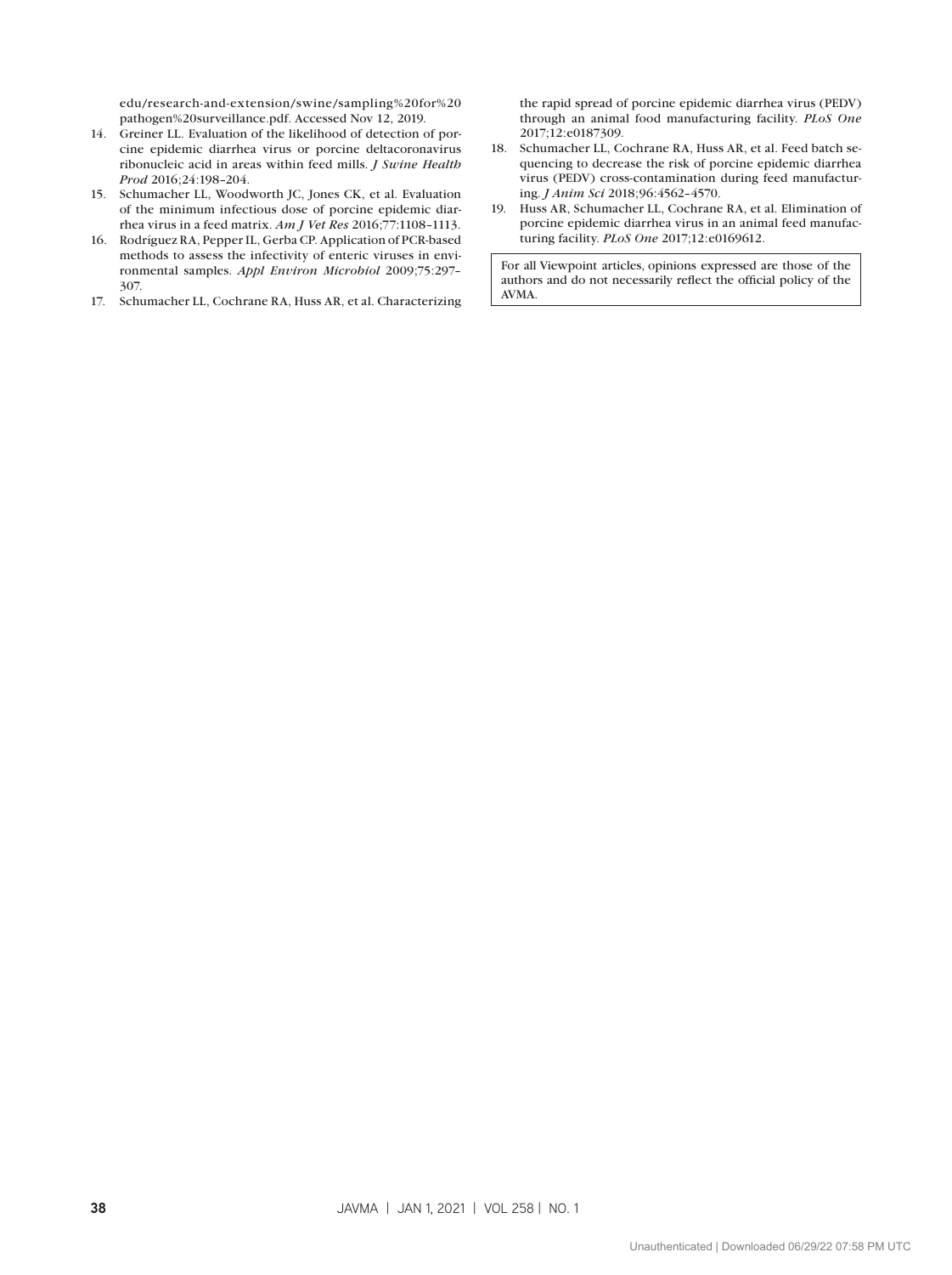edu/research-and-extension/swine/sampling%20for%20pathogen%20surveillance.pdf. Accessed Nov 12, 2019.

14. Greiner LL. Evaluation of the likelihood of detection of porcine epidemic diarrhea virus or porcine deltacoronavirus ribonucleic acid in areas within feed mills. *J Swine Health Prod* 2016;24:198–204.
15. Schumacher LL, Woodworth JC, Jones CK, et al. Evaluation of the minimum infectious dose of porcine epidemic diarrhea virus in a feed matrix. *Am J Vet Res* 2016;77:1108–1113.
16. Rodríguez RA, Pepper IL, Gerba CP. Application of PCR-based methods to assess the infectivity of enteric viruses in environmental samples. *Appl Environ Microbiol* 2009;75:297–307.
17. Schumacher LL, Cochrane RA, Huss AR, et al. Characterizing the rapid spread of porcine epidemic diarrhea virus (PEDV) through an animal food manufacturing facility. *PLoS One* 2017;12:e0187309.
18. Schumacher LL, Cochrane RA, Huss AR, et al. Feed batch sequencing to decrease the risk of porcine epidemic diarrhea virus (PEDV) cross-contamination during feed manufacturing. *J Anim Sci* 2018;96:4562–4570.
19. Huss AR, Schumacher LL, Cochrane RA, et al. Elimination of porcine epidemic diarrhea virus in an animal feed manufacturing facility. *PLoS One* 2017;12:e0169612.

For all Viewpoint articles, opinions expressed are those of the authors and do not necessarily reflect the official policy of the AVMA.